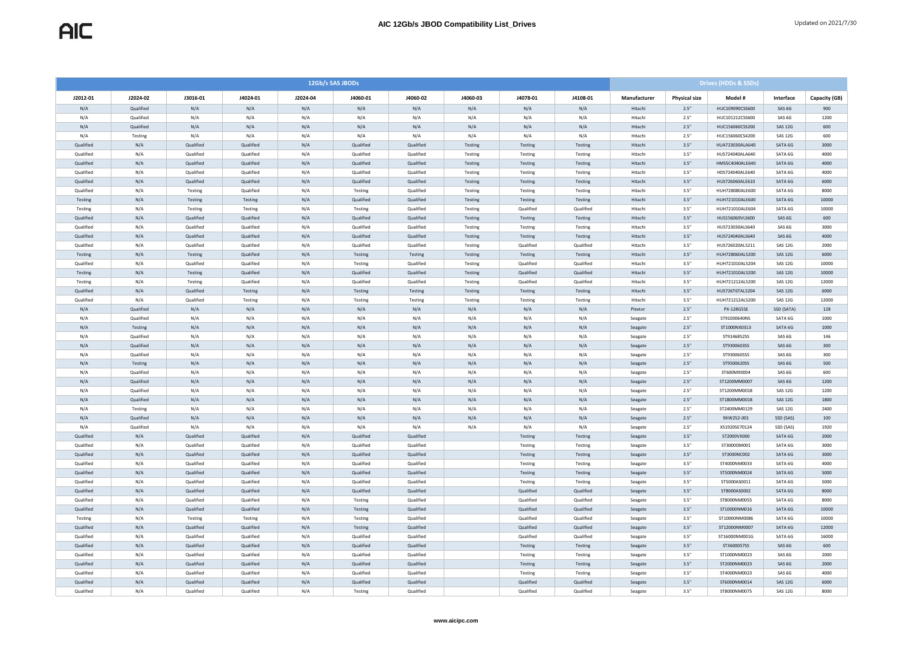# AIC 12Gb/s JBOD Compatibility List_Drives

Updated on 2021/7/30

| 12Gb/s SAS JBODs | | | | | | | | | | Drives (HDDs & SSDs) | | | | |
|---|---|---|---|---|---|---|---|---|---|---|---|---|---|---|
| J2012-01 | J2024-02 | J3016-01 | J4024-01 | J2024-04 | J4060-01 | J4060-02 | J4060-03 | J4078-01 | J4108-01 | Manufacturer | Physical size | Model # | Interface | Capacity (GB) |
| N/A | Qualified | N/A | N/A | N/A | N/A | N/A | N/A | N/A | N/A | Hitachi | 2.5" | HUC109090CSS600 | SAS 6G | 900 |
| N/A | Qualified | N/A | N/A | N/A | N/A | N/A | N/A | N/A | N/A | Hitachi | 2.5" | HUC101212CSS600 | SAS 6G | 1200 |
| N/A | Qualified | N/A | N/A | N/A | N/A | N/A | N/A | N/A | N/A | Hitachi | 2.5" | HUC156060CSS200 | SAS 12G | 600 |
| N/A | Testing | N/A | N/A | N/A | N/A | N/A | N/A | N/A | N/A | Hitachi | 2.5" | HUC156060CSS4200 | SAS 12G | 600 |
| Qualified | N/A | Qualified | Qualified | N/A | Qualified | Qualified | Testing | Testing | Testing | Hitachi | 3.5" | HUA723030ALA640 | SATA 6G | 3000 |
| Qualified | N/A | Qualified | Qualified | N/A | Qualified | Qualified | Testing | Testing | Testing | Hitachi | 3.5" | HUS724040ALA640 | SATA 6G | 4000 |
| Qualified | N/A | Qualified | Qualified | N/A | Qualified | Qualified | Testing | Testing | Testing | Hitachi | 3.5" | HMS5C4040ALE640 | SATA 6G | 4000 |
| Qualified | N/A | Qualified | Qualified | N/A | Qualified | Qualified | Testing | Testing | Testing | Hitachi | 3.5" | HDS724040ALE640 | SATA 6G | 4000 |
| Qualified | N/A | Qualified | Qualified | N/A | Qualified | Qualified | Testing | Testing | Testing | Hitachi | 3.5" | HUS726060ALE610 | SATA 6G | 6000 |
| Qualified | N/A | Testing | Qualified | N/A | Testing | Qualified | Testing | Testing | Testing | Hitachi | 3.5" | HUH728080ALE600 | SATA 6G | 8000 |
| Testing | N/A | Testing | Testing | N/A | Qualified | Qualified | Testing | Testing | Testing | Hitachi | 3.5" | HUH721010ALE600 | SATA 6G | 10000 |
| Testing | N/A | Testing | Testing | N/A | Testing | Qualified | Testing | Qualified | Qualified | Hitachi | 3.5" | HUH721010ALE604 | SATA 6G | 10000 |
| Qualified | N/A | Qualified | Qualified | N/A | Qualified | Qualified | Testing | Testing | Testing | Hitachi | 3.5" | HUS156060VLS600 | SAS 6G | 600 |
| Qualified | N/A | Qualified | Qualified | N/A | Qualified | Qualified | Testing | Testing | Testing | Hitachi | 3.5" | HUS723030ALS640 | SAS 6G | 3000 |
| Qualified | N/A | Qualified | Qualified | N/A | Qualified | Qualified | Testing | Testing | Testing | Hitachi | 3.5" | HUS724040ALS640 | SAS 6G | 4000 |
| Qualified | N/A | Qualified | Qualified | N/A | Qualified | Qualified | Testing | Qualified | Qualified | Hitachi | 3.5" | HUS726020ALS211 | SAS 12G | 2000 |
| Testing | N/A | Testing | Qualified | N/A | Testing | Testing | Testing | Testing | Testing | Hitachi | 3.5" | HUH728060ALS200 | SAS 12G | 6000 |
| Qualified | N/A | Qualified | Qualified | N/A | Testing | Qualified | Testing | Qualified | Qualified | Hitachi | 3.5" | HUH721010ALS204 | SAS 12G | 10000 |
| Testing | N/A | Testing | Qualified | N/A | Qualified | Qualified | Testing | Qualified | Qualified | Hitachi | 3.5" | HUH721010ALS200 | SAS 12G | 10000 |
| Testing | N/A | Testing | Qualified | N/A | Qualified | Qualified | Testing | Qualified | Qualified | Hitachi | 3.5" | HUH721212ALS200 | SAS 12G | 12000 |
| Qualified | N/A | Qualified | Testing | N/A | Testing | Testing | Testing | Testing | Testing | Hitachi | 3.5" | HUS726T6TALS204 | SAS 12G | 6000 |
| Qualified | N/A | Qualified | Testing | N/A | Testing | Testing | Testing | Testing | Testing | Hitachi | 3.5" | HUH721212ALS200 | SAS 12G | 12000 |
| N/A | Qualified | N/A | N/A | N/A | N/A | N/A | N/A | N/A | N/A | Plextor | 2.5" | PX-128G5SE | SSD (SATA) | 128 |
| N/A | Qualified | N/A | N/A | N/A | N/A | N/A | N/A | N/A | N/A | Seagate | 2.5" | ST91000640NS | SATA 6G | 1000 |
| N/A | Testing | N/A | N/A | N/A | N/A | N/A | N/A | N/A | N/A | Seagate | 2.5" | ST1000NX0313 | SATA 6G | 1000 |
| N/A | Qualified | N/A | N/A | N/A | N/A | N/A | N/A | N/A | N/A | Seagate | 2.5" | ST9146852SS | SAS 6G | 146 |
| N/A | Qualified | N/A | N/A | N/A | N/A | N/A | N/A | N/A | N/A | Seagate | 2.5" | ST9300603SS | SAS 6G | 300 |
| N/A | Qualified | N/A | N/A | N/A | N/A | N/A | N/A | N/A | N/A | Seagate | 2.5" | ST9300605SS | SAS 6G | 300 |
| N/A | Testing | N/A | N/A | N/A | N/A | N/A | N/A | N/A | N/A | Seagate | 2.5" | ST9500620SS | SAS 6G | 500 |
| N/A | Qualified | N/A | N/A | N/A | N/A | N/A | N/A | N/A | N/A | Seagate | 2.5" | ST600MX0004 | SAS 6G | 600 |
| N/A | Qualified | N/A | N/A | N/A | N/A | N/A | N/A | N/A | N/A | Seagate | 2.5" | ST1200MM0007 | SAS 6G | 1200 |
| N/A | Qualified | N/A | N/A | N/A | N/A | N/A | N/A | N/A | N/A | Seagate | 2.5" | ST1200MM0018 | SAS 12G | 1200 |
| N/A | Qualified | N/A | N/A | N/A | N/A | N/A | N/A | N/A | N/A | Seagate | 2.5" | ST1800MM0018 | SAS 12G | 1800 |
| N/A | Testing | N/A | N/A | N/A | N/A | N/A | N/A | N/A | N/A | Seagate | 2.5" | ST2400MM0129 | SAS 12G | 2400 |
| N/A | Qualified | N/A | N/A | N/A | N/A | N/A | N/A | N/A | N/A | Seagate | 2.5" | 9XW252-001 | SSD (SAS) | 100 |
| N/A | Qualified | N/A | N/A | N/A | N/A | N/A | N/A | N/A | N/A | Seagate | 2.5" | XS1920SE70124 | SSD (SAS) | 1920 |
| Qualified | N/A | Qualified | Qualified | N/A | Qualified | Qualified | | Testing | Testing | Seagate | 3.5" | ST2000VX000 | SATA 6G | 2000 |
| Qualified | N/A | Qualified | Qualified | N/A | Qualified | Qualified | | Testing | Testing | Seagate | 3.5" | ST3000DM001 | SATA 6G | 3000 |
| Qualified | N/A | Qualified | Qualified | N/A | Qualified | Qualified | | Testing | Testing | Seagate | 3.5" | ST3000NC002 | SATA 6G | 3000 |
| Qualified | N/A | Qualified | Qualified | N/A | Qualified | Qualified | | Testing | Testing | Seagate | 3.5" | ST4000NM0033 | SATA 6G | 4000 |
| Qualified | N/A | Qualified | Qualified | N/A | Qualified | Qualified | | Testing | Testing | Seagate | 3.5" | ST5000NM0024 | SATA 6G | 5000 |
| Qualified | N/A | Qualified | Qualified | N/A | Qualified | Qualified | | Testing | Testing | Seagate | 3.5" | ST5000AS0011 | SATA 6G | 5000 |
| Qualified | N/A | Qualified | Qualified | N/A | Qualified | Qualified | | Qualified | Qualified | Seagate | 3.5" | ST8000AS0002 | SATA 6G | 8000 |
| Qualified | N/A | Qualified | Qualified | N/A | Testing | Qualified | | Qualified | Qualified | Seagate | 3.5" | ST8000NM0055 | SATA 6G | 8000 |
| Qualified | N/A | Qualified | Qualified | N/A | Testing | Qualified | | Qualified | Qualified | Seagate | 3.5" | ST10000NM016 | SATA 6G | 10000 |
| Testing | N/A | Testing | Testing | N/A | Testing | Qualified | | Qualified | Qualified | Seagate | 3.5" | ST10000NM0086 | SATA 6G | 10000 |
| Qualified | N/A | Qualified | Qualified | N/A | Testing | Qualified | | Qualified | Qualified | Seagate | 3.5" | ST12000NM0007 | SATA 6G | 12000 |
| Qualified | N/A | Qualified | Qualified | N/A | Qualified | Qualified | | Qualified | Qualified | Seagate | 3.5" | ST16000NM001G | SATA 6G | 16000 |
| Qualified | N/A | Qualified | Qualified | N/A | Qualified | Qualified | | Testing | Testing | Seagate | 3.5" | ST3600057SS | SAS 6G | 600 |
| Qualified | N/A | Qualified | Qualified | N/A | Qualified | Qualified | | Testing | Testing | Seagate | 3.5" | ST1000NM0023 | SAS 6G | 2000 |
| Qualified | N/A | Qualified | Qualified | N/A | Qualified | Qualified | | Testing | Testing | Seagate | 3.5" | ST2000NM0023 | SAS 6G | 2000 |
| Qualified | N/A | Qualified | Qualified | N/A | Qualified | Qualified | | Testing | Testing | Seagate | 3.5" | ST4000NM0023 | SAS 6G | 4000 |
| Qualified | N/A | Qualified | Qualified | N/A | Qualified | Qualified | | Qualified | Qualified | Seagate | 3.5" | ST6000NM0014 | SAS 12G | 6000 |
| Qualified | N/A | Qualified | Qualified | N/A | Testing | Qualified | | Qualified | Qualified | Seagate | 3.5" | ST8000NM0075 | SAS 12G | 8000 |

www.aicipc.com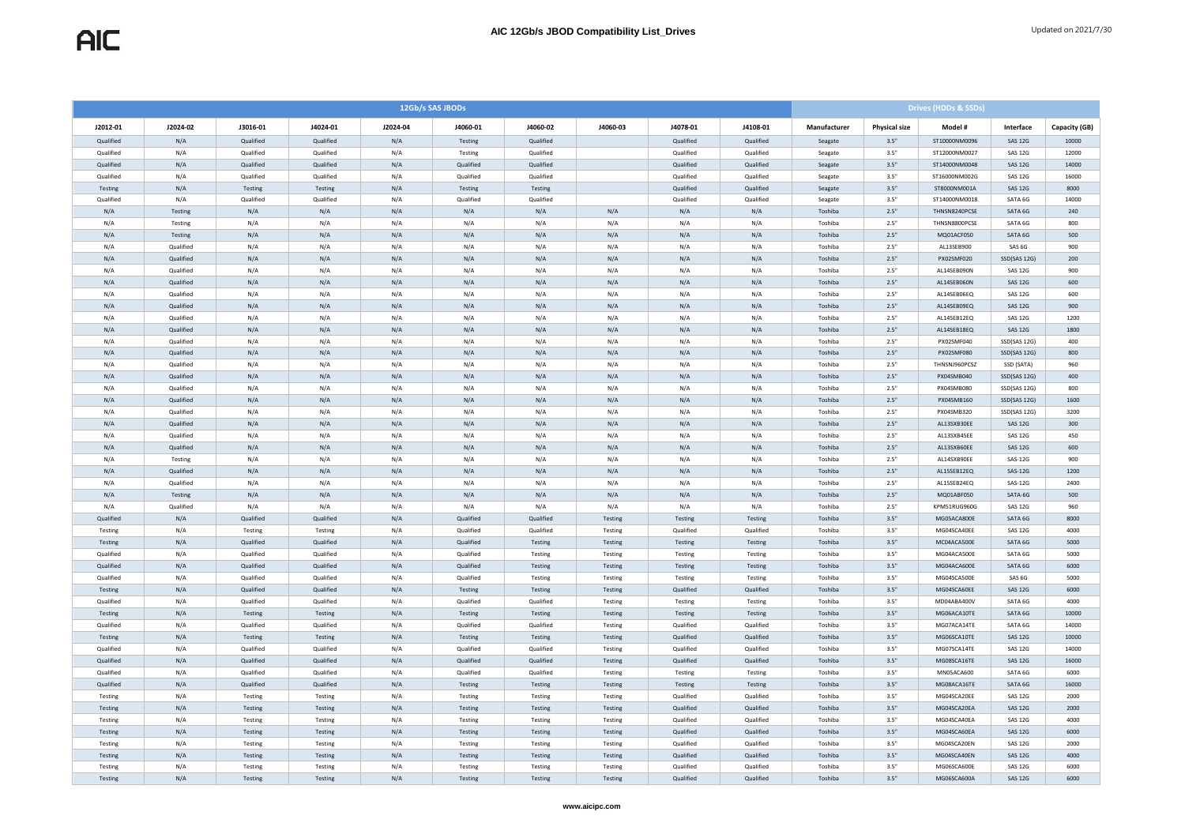# AIC 12Gb/s JBOD Compatibility List_Drives

| 12Gb/s SAS JBODs | | | | | | | | | | Drives (HDDs & SSDs) | | | | |
|---|---|---|---|---|---|---|---|---|---|---|---|---|---|---|
| J2012-01 | J2024-02 | J3016-01 | J4024-01 | J2024-04 | J4060-01 | J4060-02 | J4060-03 | J4078-01 | J4108-01 | Manufacturer | Physical size | Model # | Interface | Capacity (GB) |
| Qualified | N/A | Qualified | Qualified | N/A | Testing | Qualified | | Qualified | Qualified | Seagate | 3.5" | ST10000NM0096 | SAS 12G | 10000 |
| Qualified | N/A | Qualified | Qualified | N/A | Testing | Qualified | | Qualified | Qualified | Seagate | 3.5" | ST12000NM0027 | SAS 12G | 12000 |
| Qualified | N/A | Qualified | Qualified | N/A | Qualified | Qualified | | Qualified | Qualified | Seagate | 3.5" | ST14000NM0048 | SAS 12G | 14000 |
| Qualified | N/A | Qualified | Qualified | N/A | Qualified | Qualified | | Qualified | Qualified | Seagate | 3.5" | ST16000NM002G | SAS 12G | 16000 |
| Testing | N/A | Testing | Testing | N/A | Testing | Testing | | Qualified | Qualified | Seagate | 3.5" | ST8000NM001A | SAS 12G | 8000 |
| Qualified | N/A | Qualified | Qualified | N/A | Qualified | Qualified | | Qualified | Qualified | Seagate | 3.5" | ST14000NM0018 | SATA 6G | 14000 |
| N/A | Testing | N/A | N/A | N/A | N/A | N/A | N/A | N/A | N/A | Toshiba | 2.5" | THNSN8240PCSE | SATA 6G | 240 |
| N/A | Testing | N/A | N/A | N/A | N/A | N/A | N/A | N/A | N/A | Toshiba | 2.5" | THNSN8800PCSE | SATA 6G | 800 |
| N/A | Testing | N/A | N/A | N/A | N/A | N/A | N/A | N/A | N/A | Toshiba | 2.5" | MQ01ACF050 | SATA 6G | 500 |
| N/A | Qualified | N/A | N/A | N/A | N/A | N/A | N/A | N/A | N/A | Toshiba | 2.5" | AL13SEB900 | SAS 6G | 900 |
| N/A | Qualified | N/A | N/A | N/A | N/A | N/A | N/A | N/A | N/A | Toshiba | 2.5" | PX02SMF020 | SSD(SAS 12G) | 200 |
| N/A | Qualified | N/A | N/A | N/A | N/A | N/A | N/A | N/A | N/A | Toshiba | 2.5" | AL14SEB090N | SAS 12G | 900 |
| N/A | Qualified | N/A | N/A | N/A | N/A | N/A | N/A | N/A | N/A | Toshiba | 2.5" | AL14SEB060N | SAS 12G | 600 |
| N/A | Qualified | N/A | N/A | N/A | N/A | N/A | N/A | N/A | N/A | Toshiba | 2.5" | AL14SEB06EQ | SAS 12G | 600 |
| N/A | Qualified | N/A | N/A | N/A | N/A | N/A | N/A | N/A | N/A | Toshiba | 2.5" | AL14SEB09EQ | SAS 12G | 900 |
| N/A | Qualified | N/A | N/A | N/A | N/A | N/A | N/A | N/A | N/A | Toshiba | 2.5" | AL14SEB12EQ | SAS 12G | 1200 |
| N/A | Qualified | N/A | N/A | N/A | N/A | N/A | N/A | N/A | N/A | Toshiba | 2.5" | AL14SEB18EQ | SAS 12G | 1800 |
| N/A | Qualified | N/A | N/A | N/A | N/A | N/A | N/A | N/A | N/A | Toshiba | 2.5" | PX02SMF040 | SSD(SAS 12G) | 400 |
| N/A | Qualified | N/A | N/A | N/A | N/A | N/A | N/A | N/A | N/A | Toshiba | 2.5" | PX02SMF080 | SSD(SAS 12G) | 800 |
| N/A | Qualified | N/A | N/A | N/A | N/A | N/A | N/A | N/A | N/A | Toshiba | 2.5" | THNSNJ960PCSZ | SSD (SATA) | 960 |
| N/A | Qualified | N/A | N/A | N/A | N/A | N/A | N/A | N/A | N/A | Toshiba | 2.5" | PX04SMB040 | SSD(SAS 12G) | 400 |
| N/A | Qualified | N/A | N/A | N/A | N/A | N/A | N/A | N/A | N/A | Toshiba | 2.5" | PX04SMB080 | SSD(SAS 12G) | 800 |
| N/A | Qualified | N/A | N/A | N/A | N/A | N/A | N/A | N/A | N/A | Toshiba | 2.5" | PX04SMB160 | SSD(SAS 12G) | 1600 |
| N/A | Qualified | N/A | N/A | N/A | N/A | N/A | N/A | N/A | N/A | Toshiba | 2.5" | PX04SMB320 | SSD(SAS 12G) | 3200 |
| N/A | Qualified | N/A | N/A | N/A | N/A | N/A | N/A | N/A | N/A | Toshiba | 2.5" | AL13SXB30EE | SAS 12G | 300 |
| N/A | Qualified | N/A | N/A | N/A | N/A | N/A | N/A | N/A | N/A | Toshiba | 2.5" | AL13SXB45EE | SAS 12G | 450 |
| N/A | Qualified | N/A | N/A | N/A | N/A | N/A | N/A | N/A | N/A | Toshiba | 2.5" | AL13SXB60EE | SAS 12G | 600 |
| N/A | Testing | N/A | N/A | N/A | N/A | N/A | N/A | N/A | N/A | Toshiba | 2.5" | AL14SXB90EE | SAS-12G | 900 |
| N/A | Qualified | N/A | N/A | N/A | N/A | N/A | N/A | N/A | N/A | Toshiba | 2.5" | AL15SEB12EQ | SAS-12G | 1200 |
| N/A | Qualified | N/A | N/A | N/A | N/A | N/A | N/A | N/A | N/A | Toshiba | 2.5" | AL15SEB24EQ | SAS-12G | 2400 |
| N/A | Testing | N/A | N/A | N/A | N/A | N/A | N/A | N/A | N/A | Toshiba | 2.5" | MQ01ABF050 | SATA-6G | 500 |
| N/A | Qualified | N/A | N/A | N/A | N/A | N/A | N/A | N/A | N/A | Toshiba | 2.5" | KPM51RUG960G | SAS 12G | 960 |
| Qualified | N/A | Qualified | Qualified | N/A | Qualified | Qualified | Testing | Testing | Testing | Toshiba | 3.5" | MG05ACA800E | SATA 6G | 8000 |
| Testing | N/A | Testing | Testing | N/A | Qualified | Qualified | Testing | Qualified | Qualified | Toshiba | 3.5" | MG04SCA40EE | SAS 12G | 4000 |
| Testing | N/A | Qualified | Qualified | N/A | Qualified | Testing | Testing | Testing | Testing | Toshiba | 3.5" | MC04ACA500E | SATA 6G | 5000 |
| Qualified | N/A | Qualified | Qualified | N/A | Qualified | Testing | Testing | Testing | Testing | Toshiba | 3.5" | MG04ACA500E | SATA 6G | 5000 |
| Qualified | N/A | Qualified | Qualified | N/A | Qualified | Testing | Testing | Testing | Testing | Toshiba | 3.5" | MG04ACA600E | SATA 6G | 6000 |
| Qualified | N/A | Qualified | Qualified | N/A | Qualified | Testing | Testing | Testing | Testing | Toshiba | 3.5" | MG04SCA500E | SAS 6G | 5000 |
| Testing | N/A | Qualified | Qualified | N/A | Testing | Testing | Testing | Qualified | Qualified | Toshiba | 3.5" | MG04SCA60EE | SAS 12G | 6000 |
| Qualified | N/A | Qualified | Qualified | N/A | Qualified | Qualified | Testing | Testing | Testing | Toshiba | 3.5" | MD04ABA400V | SATA 6G | 4000 |
| Testing | N/A | Testing | Testing | N/A | Testing | Testing | Testing | Testing | Testing | Toshiba | 3.5" | MG06ACA10TE | SATA 6G | 10000 |
| Qualified | N/A | Qualified | Qualified | N/A | Qualified | Qualified | Testing | Qualified | Qualified | Toshiba | 3.5" | MG07ACA14TE | SATA 6G | 14000 |
| Testing | N/A | Testing | Testing | N/A | Testing | Testing | Testing | Qualified | Qualified | Toshiba | 3.5" | MG06SCA10TE | SAS 12G | 10000 |
| Qualified | N/A | Qualified | Qualified | N/A | Qualified | Qualified | Testing | Qualified | Qualified | Toshiba | 3.5" | MG07SCA14TE | SAS 12G | 14000 |
| Qualified | N/A | Qualified | Qualified | N/A | Qualified | Qualified | Testing | Qualified | Qualified | Toshiba | 3.5" | MG08SCA16TE | SAS 12G | 16000 |
| Qualified | N/A | Qualified | Qualified | N/A | Qualified | Qualified | Testing | Testing | Testing | Toshiba | 3.5" | MN05ACA600 | SATA 6G | 6000 |
| Qualified | N/A | Qualified | Qualified | N/A | Testing | Testing | Testing | Testing | Testing | Toshiba | 3.5" | MG08ACA16TE | SATA 6G | 16000 |
| Testing | N/A | Testing | Testing | N/A | Testing | Testing | Testing | Qualified | Qualified | Toshiba | 3.5" | MG04SCA20EE | SAS 12G | 2000 |
| Testing | N/A | Testing | Testing | N/A | Testing | Testing | Testing | Qualified | Qualified | Toshiba | 3.5" | MG04SCA20EA | SAS 12G | 2000 |
| Testing | N/A | Testing | Testing | N/A | Testing | Testing | Testing | Qualified | Qualified | Toshiba | 3.5" | MG04SCA40EA | SAS 12G | 4000 |
| Testing | N/A | Testing | Testing | N/A | Testing | Testing | Testing | Qualified | Qualified | Toshiba | 3.5" | MG04SCA60EA | SAS 12G | 6000 |
| Testing | N/A | Testing | Testing | N/A | Testing | Testing | Testing | Qualified | Qualified | Toshiba | 3.5" | MG04SCA20EN | SAS 12G | 2000 |
| Testing | N/A | Testing | Testing | N/A | Testing | Testing | Testing | Qualified | Qualified | Toshiba | 3.5" | MG04SCA40EN | SAS 12G | 4000 |
| Testing | N/A | Testing | Testing | N/A | Testing | Testing | Testing | Qualified | Qualified | Toshiba | 3.5" | MG06SCA600E | SAS 12G | 6000 |
| Testing | N/A | Testing | Testing | N/A | Testing | Testing | Testing | Qualified | Qualified | Toshiba | 3.5" | MG06SCA600A | SAS 12G | 6000 |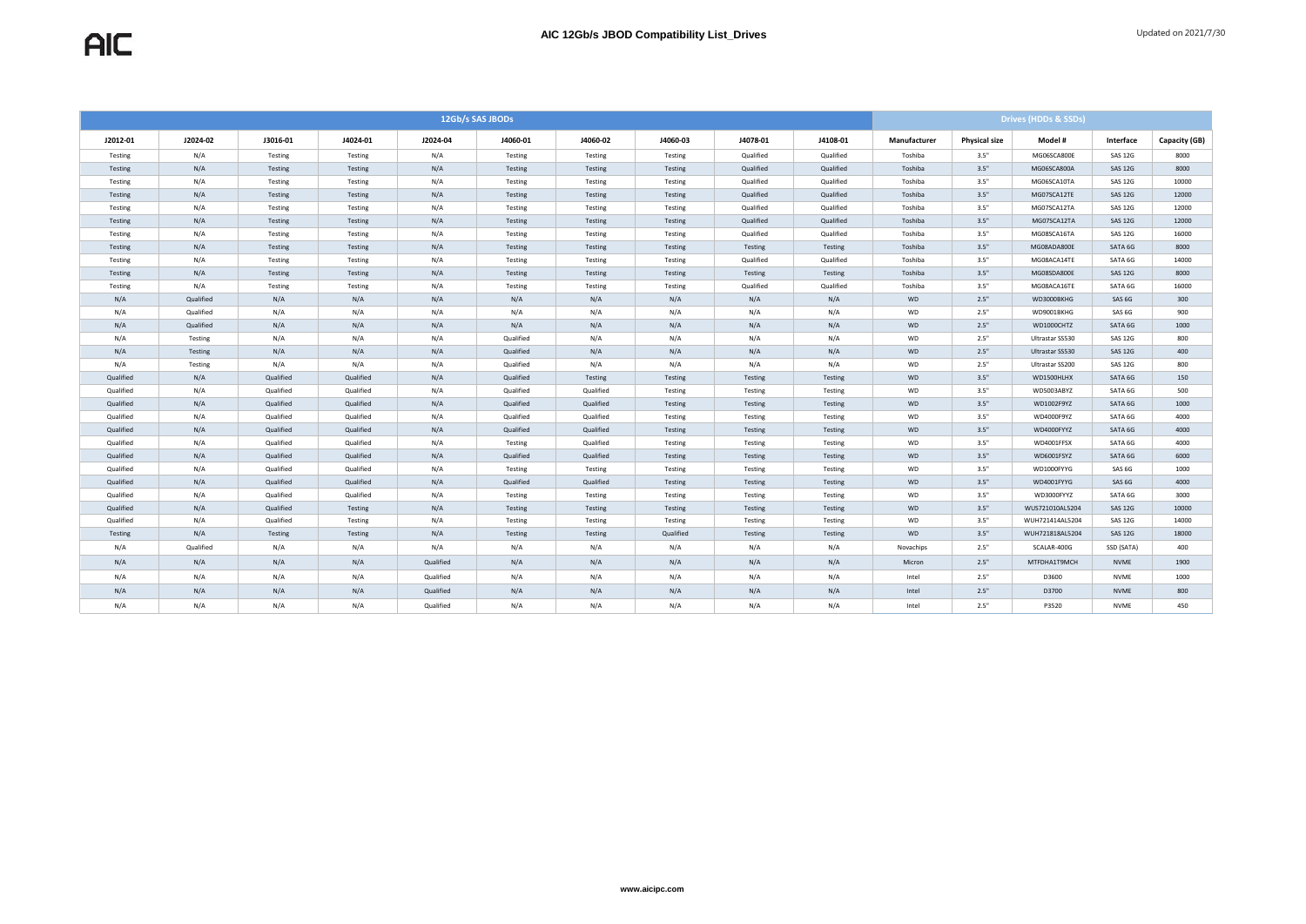# AIC 12Gb/s JBOD Compatibility List_Drives

Updated on 2021/7/30

| 12Gb/s SAS JBODs | | | | | | | | | | Drives (HDDs & SSDs) | | | | |
|---|---|---|---|---|---|---|---|---|---|---|---|---|---|---|
| J2012-01 | J2024-02 | J3016-01 | J4024-01 | J2024-04 | J4060-01 | J4060-02 | J4060-03 | J4078-01 | J4108-01 | Manufacturer | Physical size | Model # | Interface | Capacity (GB) |
| Testing | N/A | Testing | Testing | N/A | Testing | Testing | Testing | Qualified | Qualified | Toshiba | 3.5" | MG06SCA800E | SAS 12G | 8000 |
| Testing | N/A | Testing | Testing | N/A | Testing | Testing | Testing | Qualified | Qualified | Toshiba | 3.5" | MG06SCA800A | SAS 12G | 8000 |
| Testing | N/A | Testing | Testing | N/A | Testing | Testing | Testing | Qualified | Qualified | Toshiba | 3.5" | MG06SCA10TA | SAS 12G | 10000 |
| Testing | N/A | Testing | Testing | N/A | Testing | Testing | Testing | Qualified | Qualified | Toshiba | 3.5" | MG07SCA12TE | SAS 12G | 12000 |
| Testing | N/A | Testing | Testing | N/A | Testing | Testing | Testing | Qualified | Qualified | Toshiba | 3.5" | MG07SCA12TA | SAS 12G | 12000 |
| Testing | N/A | Testing | Testing | N/A | Testing | Testing | Testing | Qualified | Qualified | Toshiba | 3.5" | MG07SCA12TA | SAS 12G | 12000 |
| Testing | N/A | Testing | Testing | N/A | Testing | Testing | Testing | Qualified | Qualified | Toshiba | 3.5" | MG08SCA16TA | SAS 12G | 16000 |
| Testing | N/A | Testing | Testing | N/A | Testing | Testing | Testing | Testing | Testing | Toshiba | 3.5" | MG08ADA800E | SATA 6G | 8000 |
| Testing | N/A | Testing | Testing | N/A | Testing | Testing | Testing | Qualified | Qualified | Toshiba | 3.5" | MG08ACA14TE | SATA 6G | 14000 |
| Testing | N/A | Testing | Testing | N/A | Testing | Testing | Testing | Testing | Testing | Toshiba | 3.5" | MG08SDA800E | SAS 12G | 8000 |
| Testing | N/A | Testing | Testing | N/A | Testing | Testing | Testing | Qualified | Qualified | Toshiba | 3.5" | MG08ACA16TE | SATA 6G | 16000 |
| N/A | Qualified | N/A | N/A | N/A | N/A | N/A | N/A | N/A | N/A | WD | 2.5" | WD3000BKHG | SAS 6G | 300 |
| N/A | Qualified | N/A | N/A | N/A | N/A | N/A | N/A | N/A | N/A | WD | 2.5" | WD9001BKHG | SAS 6G | 900 |
| N/A | Qualified | N/A | N/A | N/A | N/A | N/A | N/A | N/A | N/A | WD | 2.5" | WD1000CHTZ | SATA 6G | 1000 |
| N/A | Testing | N/A | N/A | N/A | Qualified | N/A | N/A | N/A | N/A | WD | 2.5" | Ultrastar SS530 | SAS 12G | 800 |
| N/A | Testing | N/A | N/A | N/A | Qualified | N/A | N/A | N/A | N/A | WD | 2.5" | Ultrastar SS530 | SAS 12G | 400 |
| N/A | Testing | N/A | N/A | N/A | Qualified | N/A | N/A | N/A | N/A | WD | 2.5" | Ultrastar SS200 | SAS 12G | 800 |
| Qualified | N/A | Qualified | Qualified | N/A | Qualified | Testing | Testing | Testing | Testing | WD | 3.5" | WD1500HLHX | SATA 6G | 150 |
| Qualified | N/A | Qualified | Qualified | N/A | Qualified | Qualified | Testing | Testing | Testing | WD | 3.5" | WD5003ABYZ | SATA 6G | 500 |
| Qualified | N/A | Qualified | Qualified | N/A | Qualified | Qualified | Testing | Testing | Testing | WD | 3.5" | WD1002F9YZ | SATA 6G | 1000 |
| Qualified | N/A | Qualified | Qualified | N/A | Qualified | Qualified | Testing | Testing | Testing | WD | 3.5" | WD4000F9YZ | SATA 6G | 4000 |
| Qualified | N/A | Qualified | Qualified | N/A | Qualified | Qualified | Testing | Testing | Testing | WD | 3.5" | WD4000FYYZ | SATA 6G | 4000 |
| Qualified | N/A | Qualified | Qualified | N/A | Testing | Qualified | Testing | Testing | Testing | WD | 3.5" | WD4001FFSX | SATA 6G | 4000 |
| Qualified | N/A | Qualified | Qualified | N/A | Qualified | Qualified | Testing | Testing | Testing | WD | 3.5" | WD6001FSYZ | SATA 6G | 6000 |
| Qualified | N/A | Qualified | Qualified | N/A | Testing | Testing | Testing | Testing | Testing | WD | 3.5" | WD1000FYYG | SAS 6G | 1000 |
| Qualified | N/A | Qualified | Qualified | N/A | Qualified | Qualified | Testing | Testing | Testing | WD | 3.5" | WD4001FYYG | SAS 6G | 4000 |
| Qualified | N/A | Qualified | Qualified | N/A | Testing | Testing | Testing | Testing | Testing | WD | 3.5" | WD3000FYYZ | SATA 6G | 3000 |
| Qualified | N/A | Qualified | Testing | N/A | Testing | Testing | Testing | Testing | Testing | WD | 3.5" | WUS721010AL5204 | SAS 12G | 10000 |
| Qualified | N/A | Qualified | Testing | N/A | Testing | Testing | Testing | Testing | Testing | WD | 3.5" | WUH721414AL5204 | SAS 12G | 14000 |
| Testing | N/A | Testing | Testing | N/A | Testing | Testing | Qualified | Testing | Testing | WD | 3.5" | WUH721818AL5204 | SAS 12G | 18000 |
| N/A | Qualified | N/A | N/A | N/A | N/A | N/A | N/A | N/A | N/A | Novachips | 2.5" | SCALAR-400G | SSD (SATA) | 400 |
| N/A | N/A | N/A | N/A | Qualified | N/A | N/A | N/A | N/A | N/A | Micron | 2.5" | MTFDHA1T9MCH | NVME | 1900 |
| N/A | N/A | N/A | N/A | Qualified | N/A | N/A | N/A | N/A | N/A | Intel | 2.5" | D3600 | NVME | 1000 |
| N/A | N/A | N/A | N/A | Qualified | N/A | N/A | N/A | N/A | N/A | Intel | 2.5" | D3700 | NVME | 800 |
| N/A | N/A | N/A | N/A | Qualified | N/A | N/A | N/A | N/A | N/A | Intel | 2.5" | P3520 | NVME | 450 |

www.aicipc.com